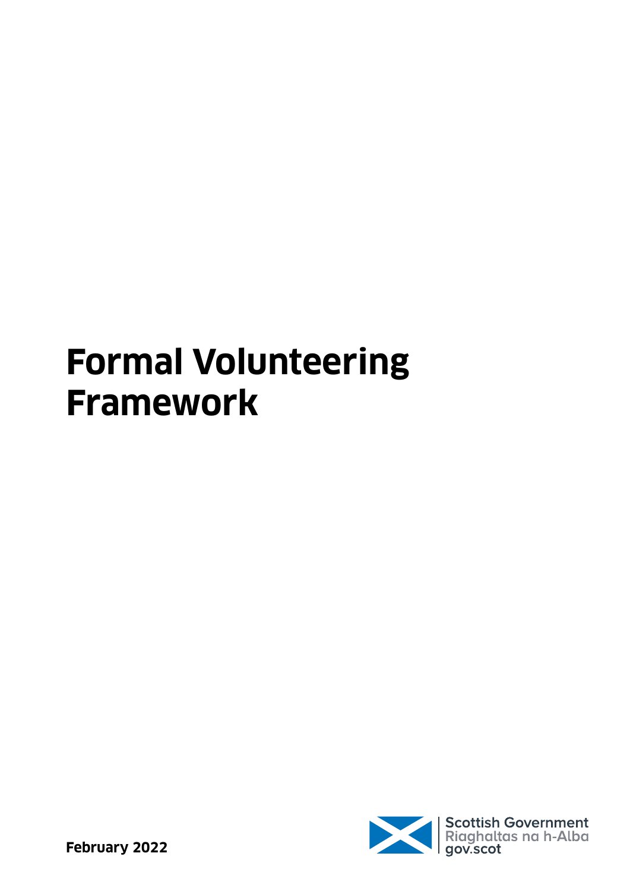# Formal Volunteering Framework

**February 2022**

Scottish Government
Riaghaltas na h-Alba
gov.scot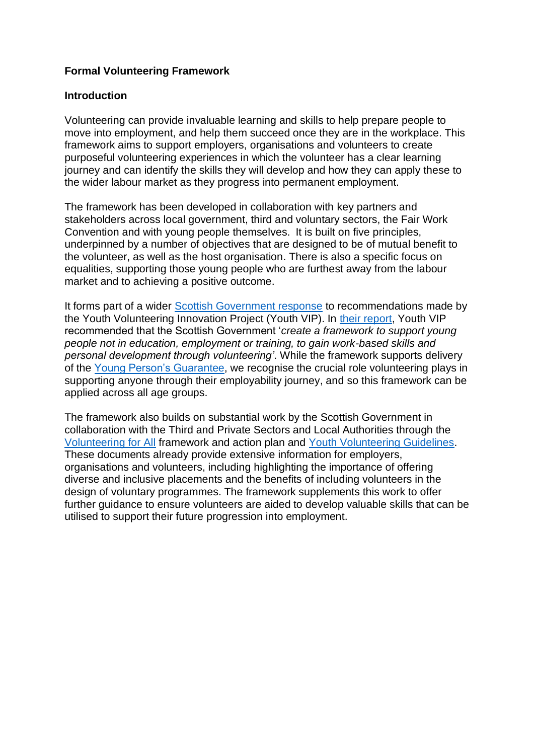**Formal Volunteering Framework**

**Introduction**

Volunteering can provide invaluable learning and skills to help prepare people to move into employment, and help them succeed once they are in the workplace. This framework aims to support employers, organisations and volunteers to create purposeful volunteering experiences in which the volunteer has a clear learning journey and can identify the skills they will develop and how they can apply these to the wider labour market as they progress into permanent employment.

The framework has been developed in collaboration with key partners and stakeholders across local government, third and voluntary sectors, the Fair Work Convention and with young people themselves. It is built on five principles, underpinned by a number of objectives that are designed to be of mutual benefit to the volunteer, as well as the host organisation. There is also a specific focus on equalities, supporting those young people who are furthest away from the labour market and to achieving a positive outcome.

It forms part of a wider Scottish Government response to recommendations made by the Youth Volunteering Innovation Project (Youth VIP). In their report, Youth VIP recommended that the Scottish Government '*create a framework to support young people not in education, employment or training, to gain work-based skills and personal development through volunteering'*. While the framework supports delivery of the Young Person's Guarantee, we recognise the crucial role volunteering plays in supporting anyone through their employability journey, and so this framework can be applied across all age groups.

The framework also builds on substantial work by the Scottish Government in collaboration with the Third and Private Sectors and Local Authorities through the Volunteering for All framework and action plan and Youth Volunteering Guidelines. These documents already provide extensive information for employers, organisations and volunteers, including highlighting the importance of offering diverse and inclusive placements and the benefits of including volunteers in the design of voluntary programmes. The framework supplements this work to offer further guidance to ensure volunteers are aided to develop valuable skills that can be utilised to support their future progression into employment.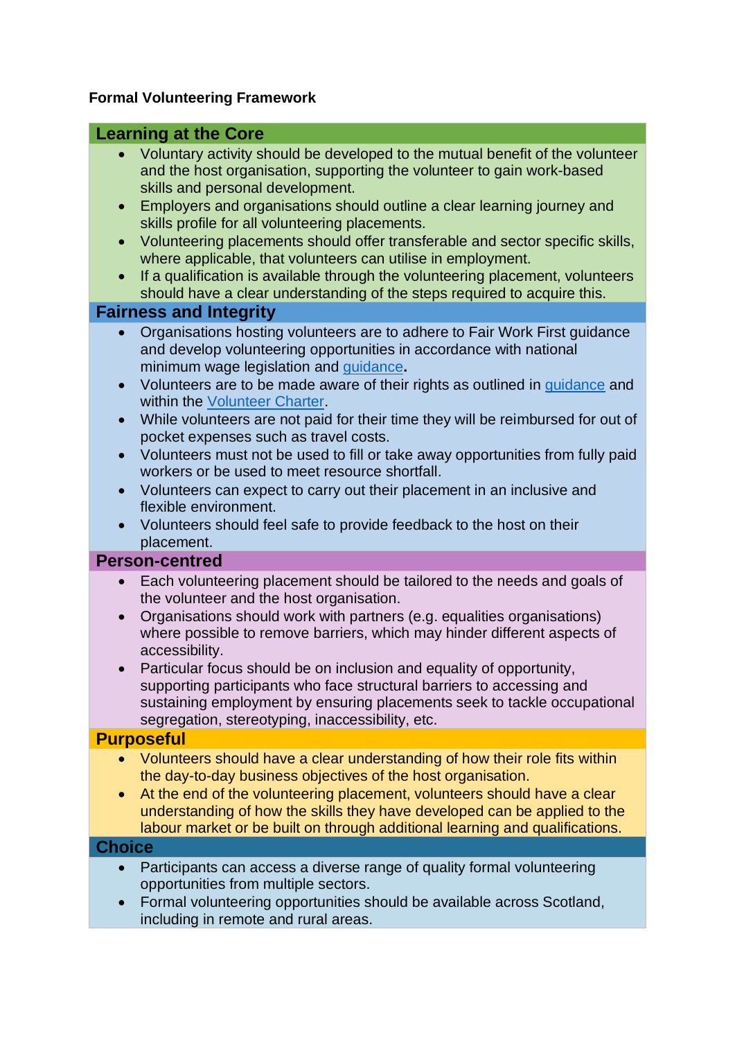**Formal Volunteering Framework**

### Learning at the Core

- Voluntary activity should be developed to the mutual benefit of the volunteer and the host organisation, supporting the volunteer to gain work-based skills and personal development.
- Employers and organisations should outline a clear learning journey and skills profile for all volunteering placements.
- Volunteering placements should offer transferable and sector specific skills, where applicable, that volunteers can utilise in employment.
- If a qualification is available through the volunteering placement, volunteers should have a clear understanding of the steps required to acquire this.

### Fairness and Integrity

- Organisations hosting volunteers are to adhere to Fair Work First guidance and develop volunteering opportunities in accordance with national minimum wage legislation and guidance**.**
- Volunteers are to be made aware of their rights as outlined in guidance and within the Volunteer Charter.
- While volunteers are not paid for their time they will be reimbursed for out of pocket expenses such as travel costs.
- Volunteers must not be used to fill or take away opportunities from fully paid workers or be used to meet resource shortfall.
- Volunteers can expect to carry out their placement in an inclusive and flexible environment.
- Volunteers should feel safe to provide feedback to the host on their placement.

### Person-centred

- Each volunteering placement should be tailored to the needs and goals of the volunteer and the host organisation.
- Organisations should work with partners (e.g. equalities organisations) where possible to remove barriers, which may hinder different aspects of accessibility.
- Particular focus should be on inclusion and equality of opportunity, supporting participants who face structural barriers to accessing and sustaining employment by ensuring placements seek to tackle occupational segregation, stereotyping, inaccessibility, etc.

### Purposeful

- Volunteers should have a clear understanding of how their role fits within the day-to-day business objectives of the host organisation.
- At the end of the volunteering placement, volunteers should have a clear understanding of how the skills they have developed can be applied to the labour market or be built on through additional learning and qualifications.

### Choice

- Participants can access a diverse range of quality formal volunteering opportunities from multiple sectors.
- Formal volunteering opportunities should be available across Scotland, including in remote and rural areas.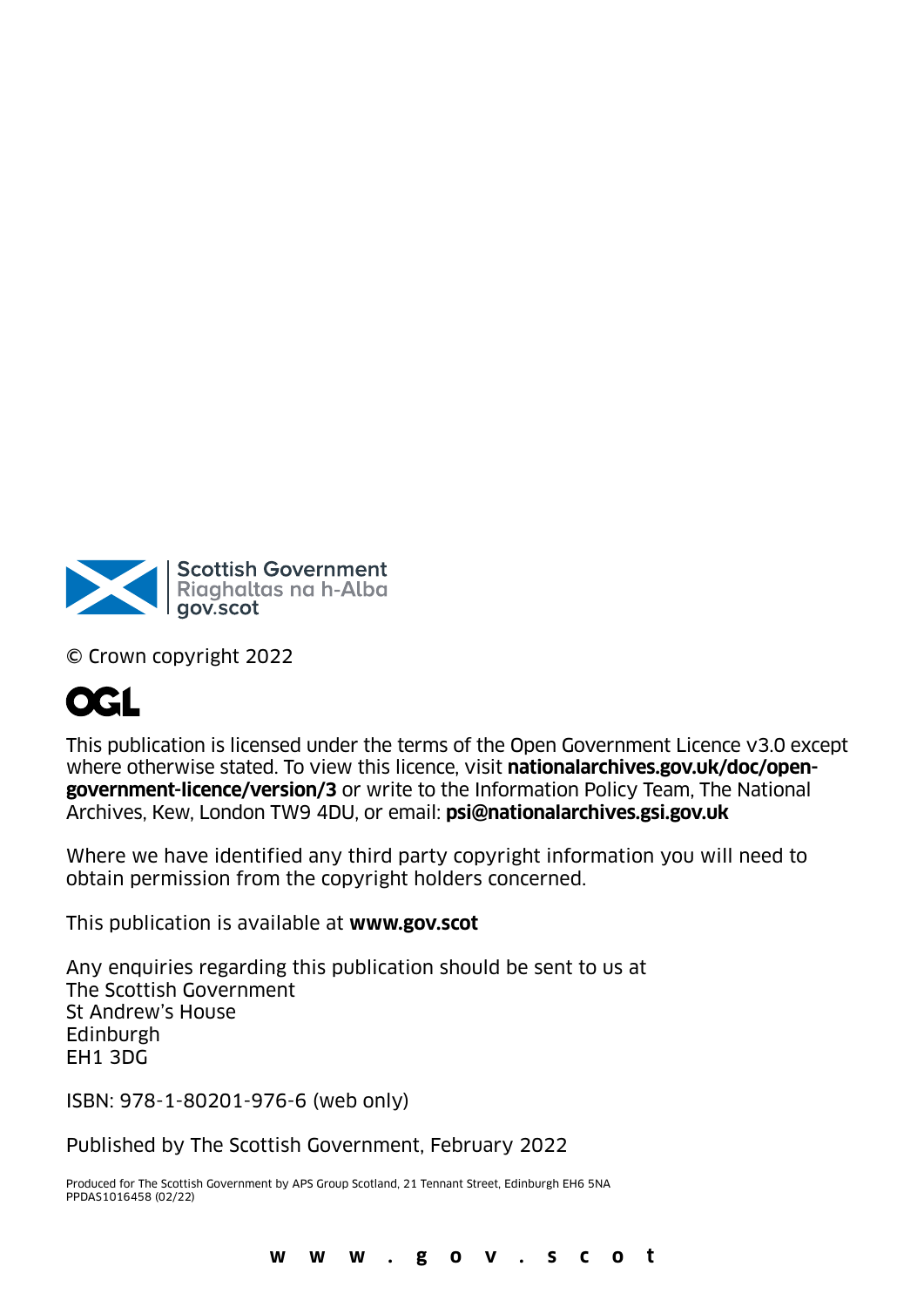Scottish Government
Riaghaltas na h-Alba
gov.scot

© Crown copyright 2022

OGL

This publication is licensed under the terms of the Open Government Licence v3.0 except where otherwise stated. To view this licence, visit **nationalarchives.gov.uk/doc/open-government-licence/version/3** or write to the Information Policy Team, The National Archives, Kew, London TW9 4DU, or email: **psi@nationalarchives.gsi.gov.uk**

Where we have identified any third party copyright information you will need to obtain permission from the copyright holders concerned.

This publication is available at **www.gov.scot**

Any enquiries regarding this publication should be sent to us at
The Scottish Government
St Andrew's House
Edinburgh
EH1 3DG

ISBN: 978-1-80201-976-6 (web only)

Published by The Scottish Government, February 2022

Produced for The Scottish Government by APS Group Scotland, 21 Tennant Street, Edinburgh EH6 5NA
PPDAS1016458 (02/22)

**w w w . g o v . s c o t**